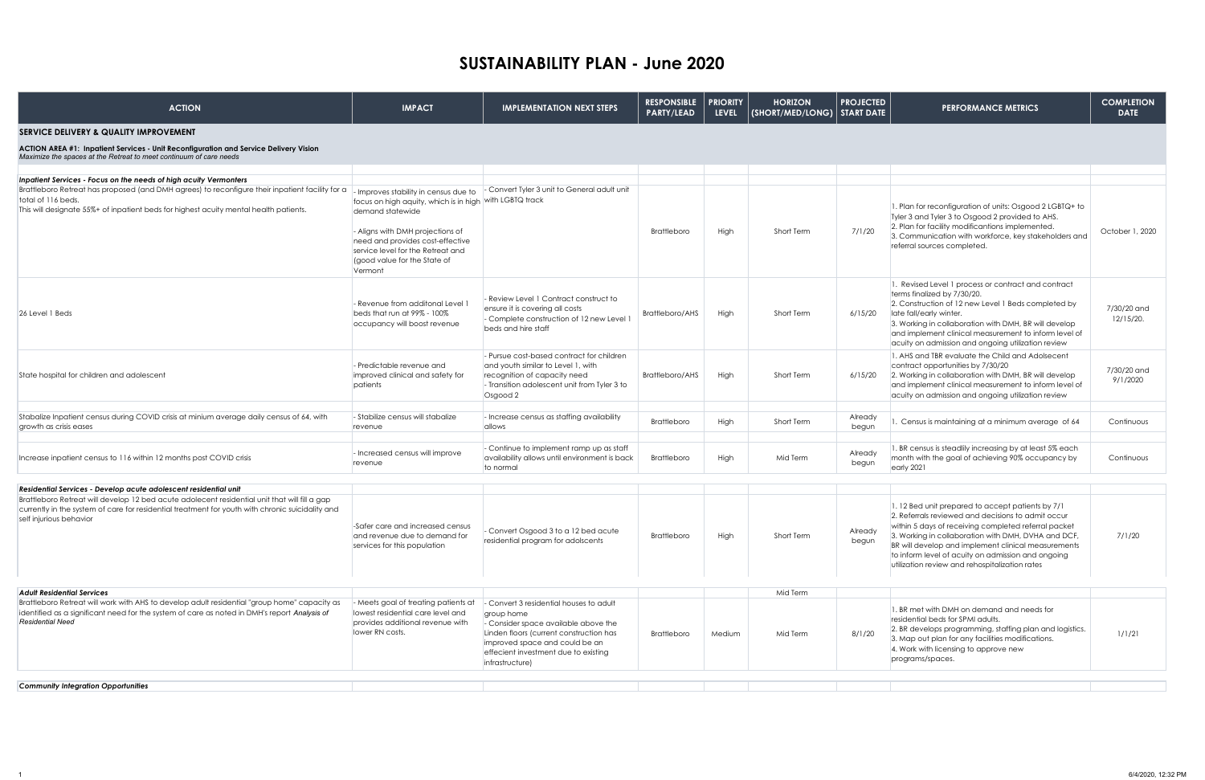# SUSTAINABILITY PLAN - June 2020

| ACTION | IMPACT | IMPLEMENTATION NEXT STEPS | RESPONSIBLE PARTY/LEAD | PRIORITY LEVEL | HORIZON (SHORT/MED/LONG) | PROJECTED START DATE | PERFORMANCE METRICS | COMPLETION DATE |
|---|---|---|---|---|---|---|---|---|
| **SERVICE DELIVERY & QUALITY IMPROVEMENT** | | | | | | | | |
| **ACTION AREA #1: Inpatient Services - Unit Reconfiguration and Service Delivery Vision** *Maximize the spaces at the Retreat to meet continuum of care needs* | | | | | | | | |
| ***Inpatient Services - Focus on the needs of high acuity Vermonters*** | | | | | | | | |
| Brattleboro Retreat has proposed (and DMH agrees) to reconfigure their inpatient facility for a total of 116 beds. This will designate 55%+ of inpatient beds for highest acuity mental health patients. | - Improves stability in census due to focus on high aquity, which is in high demand statewide<br>- Aligns with DMH projections of need and provides cost-effective service level for the Retreat and (good value for the State of Vermont | - Convert Tyler 3 unit to General adult unit with LGBTQ track | Brattleboro | High | Short Term | 7/1/20 | 1. Plan for reconfiguration of units: Osgood 2 LGBTQ+ to Tyler 3 and Tyler 3 to Osgood 2 provided to AHS.<br>2. Plan for facility modifications implemented.<br>3. Communication with workforce, key stakeholders and referral sources completed. | October 1, 2020 |
| 26 Level 1 Beds | - Revenue from additonal Level 1 beds that run at 99% - 100% occupancy will boost revenue | - Review Level 1 Contract construct to ensure it is covering all costs<br>- Complete construction of 12 new Level 1 beds and hire staff | Brattleboro/AHS | High | Short Term | 6/15/20 | 1. Revised Level 1 process or contract and contract terms finalized by 7/30/20.<br>2. Construction of 12 new Level 1 Beds completed by late fall/early winter.<br>3. Working in collaboration with DMH, BR will develop and implement clinical measurement to inform level of acuity on admission and ongoing utilization review | 7/30/20 and 12/15/20. |
| State hospital for children and adolescent | - Predictable revenue and improved clinical and safety for patients | - Pursue cost-based contract for children and youth similar to Level 1, with recognition of capacity need<br>- Transition adolescent unit from Tyler 3 to Osgood 2 | Brattleboro/AHS | High | Short Term | 6/15/20 | 1. AHS and TBR evaluate the Child and Adolsecent contract opportunities by 7/30/20<br>2. Working in collaboration with DMH, BR will develop and implement clinical measurement to inform level of acuity on admission and ongoing utilization review | 7/30/20 and 9/1/2020 |
| Stabalize Inpatient census during COVID crisis at minium average daily census of 64, with growth as crisis eases | - Stabilize census will stabalize revenue | - Increase census as staffing availability allows | Brattleboro | High | Short Term | Already begun | 1. Census is maintaining at a minimum average of 64 | Continuous |
| Increase inpatient census to 116 within 12 months post COVID crisis | - Increased census will improve revenue | - Continue to implement ramp up as staff availability allows until environment is back to normal | Brattleboro | High | Mid Term | Already begun | 1. BR census is steadily increasing by at least 5% each month with the goal of achieving 90% occupancy by early 2021 | Continuous |
| ***Residential Services - Develop acute adolescent residential unit*** | | | | | | | | |
| Brattleboro Retreat will develop 12 bed acute adolescent residential unit that will fill a gap currently in the system of care for residential treatment for youth with chronic suicidality and self injurious behavior | -Safer care and increased census and revenue due to demand for services for this population | - Convert Osgood 3 to a 12 bed acute residential program for adolscents | Brattleboro | High | Short Term | Already begun | 1. 12 Bed unit prepared to accept patients by 7/1<br>2. Referrals reviewed and decisions to admit occur within 5 days of receiving completed referral packet<br>3. Working in collaboration with DMH, DVHA and DCF, BR will develop and implement clinical measurements to inform level of acuity on admission and ongoing utilization review and rehospitalization rates | 7/1/20 |
| ***Adult Residential Services*** | | | | | Mid Term | | | |
| Brattleboro Retreat will work with AHS to develop adult residential "group home" capacity as identified as a significant need for the system of care as noted in DMH's report *Analysis of Residential Need* | - Meets goal of treating patients at lowest residential care level and provides additional revenue with lower RN costs. | - Convert 3 residential houses to adult group home<br>- Consider space available above the Linden floors (current construction has improved space and could be an effecient investment due to existing infrastructure) | Brattleboro | Medium | Mid Term | 8/1/20 | 1. BR met with DMH on demand and needs for residential beds for SPMI adults.<br>2. BR develops programming, staffing plan and logistics.<br>3. Map out plan for any facilities modifications.<br>4. Work with licensing to approve new programs/spaces. | 1/1/21 |
| ***Community Integration Opportunities*** | | | | | | | | |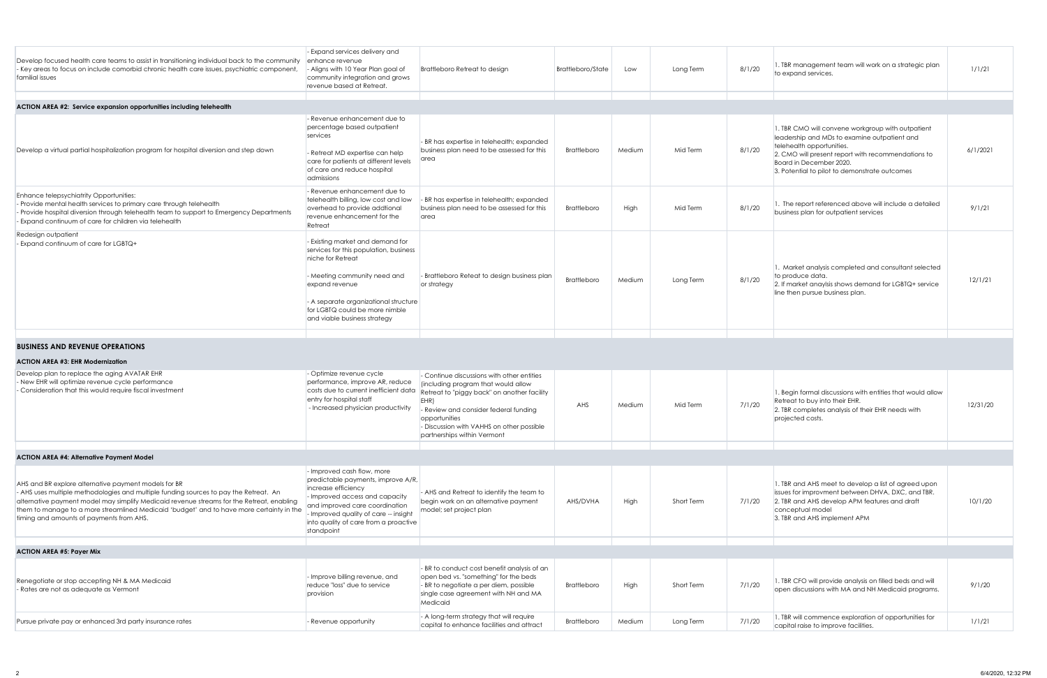| | | | | | | | | |
|---|---|---|---|---|---|---|---|---|
| Develop focused health care teams to assist in transitioning individual back to the community<br>- Key areas to focus on include comorbid chronic health care issues, psychiatric component, familial issues | - Expand services delivery and enhance revenue<br>- Aligns with 10 Year Plan goal of community integration and grows revenue based at Retreat. | Brattleboro Retreat to design | Brattleboro/State | Low | Long Term | 8/1/20 | 1. TBR management team will work on a strategic plan to expand services. | 1/1/21 |
| **ACTION AREA #2: Service expansion opportunities including telehealth** | | | | | | | | |
| Develop a virtual partial hospitalization program for hospital diversion and step down | - Revenue enhancement due to percentage based outpatient services<br><br>- Retreat MD expertise can help care for patients at different levels of care and reduce hospital admissions | - BR has expertise in telehealth; expanded business plan need to be assessed for this area | Brattleboro | Medium | Mid Term | 8/1/20 | 1. TBR CMO will convene workgroup with outpatient leadership and MDs to examine outpatient and telehealth opportunities.<br>2. CMO will present report with recommendations to Board in December 2020.<br>3. Potential to pilot to demonstrate outcomes | 6/1/2021 |
| Enhance telepsychiatrity Opportunities:<br>- Provide mental health services to primary care through telehealth<br>- Provide hospital diversion through telehealth team to support to Emergency Departments<br>- Expand continuum of care for children via telehealth | - Revenue enhancement due to telehealth billing, low cost and low overhead to provide addtional revenue enhancement for the Retreat | - BR has expertise in telehealth; expanded business plan need to be assessed for this area | Brattleboro | High | Mid Term | 8/1/20 | 1. The report referenced above will include a detailed business plan for outpatient services | 9/1/21 |
| Redesign outpatient<br>- Expand continuum of care for LGBTQ+ | - Existing market and demand for services for this population, business niche for Retreat<br><br>- Meeting community need and expand revenue<br><br>- A separate organizational structure for LGBTQ could be more nimble and viable business strategy | - Brattleboro Reteat to design business plan or strategy | Brattleboro | Medium | Long Term | 8/1/20 | 1. Market analysis completed and consultant selected to produce data.<br>2. If market anaylsis shows demand for LGBTQ+ service line then pursue business plan. | 12/1/21 |
| **BUSINESS AND REVENUE OPERATIONS** | | | | | | | | |
| **ACTION AREA #3: EHR Modernization** | | | | | | | | |
| Develop plan to replace the aging AVATAR EHR<br>- New EHR will optimize revenue cycle performance<br>- Consideration that this would require fiscal investment | - Optimize revenue cycle performance, improve AR, reduce costs due to current inefficient data entry for hospital staff<br>- Increased physician productivity | - Continue discussions with other entities (including program that would allow Retreat to "piggy back" on another facility EHR)<br>- Review and consider federal funding opportunities<br>- Discussion with VAHHS on other possible partnerships within Vermont | AHS | Medium | Mid Term | 7/1/20 | 1. Begin formal discussions with entities that would allow Retreat to buy into their EHR.<br>2. TBR completes analysis of their EHR needs with projected costs. | 12/31/20 |
| **ACTION AREA #4: Alternative Payment Model** | | | | | | | | |
| AHS and BR explore alternative payment models for BR<br>- AHS uses multiple methodologies and multiple funding sources to pay the Retreat. An alternative payment model may simplify Medicaid revenue streams for the Retreat, enabling them to manage to a more streamlined Medicaid 'budget' and to have more certainty in the timing and amounts of payments from AHS. | - Improved cash flow, more predictable payments, improve A/R, increase efficiency<br>- Improved access and capacity and improved care coordination<br>- Improved quality of care -- insight into quality of care from a proactive standpoint | - AHS and Retreat to identify the team to begin work on an alternative payment model; set project plan | AHS/DVHA | High | Short Term | 7/1/20 | 1. TBR and AHS meet to develop a list of agreed upon issues for improvment between DHVA, DXC, and TBR.<br>2. TBR and AHS develop APM features and draft conceptual model<br>3. TBR and AHS implement APM | 10/1/20 |
| **ACTION AREA #5: Payer Mix** | | | | | | | | |
| Renegotiate or stop accepting NH & MA Medicaid<br>- Rates are not as adequate as Vermont | - Improve billing revenue, and reduce "loss" due to service provision | - BR to conduct cost benefit analysis of an open bed vs. "something" for the beds<br>- BR to negotiate a per diem, possible single case agreement with NH and MA Medicaid | Brattleboro | High | Short Term | 7/1/20 | 1. TBR CFO will provide analysis on filled beds and will open discussions with MA and NH Medicaid programs. | 9/1/20 |
| Pursue private pay or enhanced 3rd party insurance rates | - Revenue opportunity | - A long-term strategy that will require capital to enhance facilities and attract | Brattleboro | Medium | Long Term | 7/1/20 | 1. TBR will commence exploration of opportunities for capital raise to improve facilities. | 1/1/21 |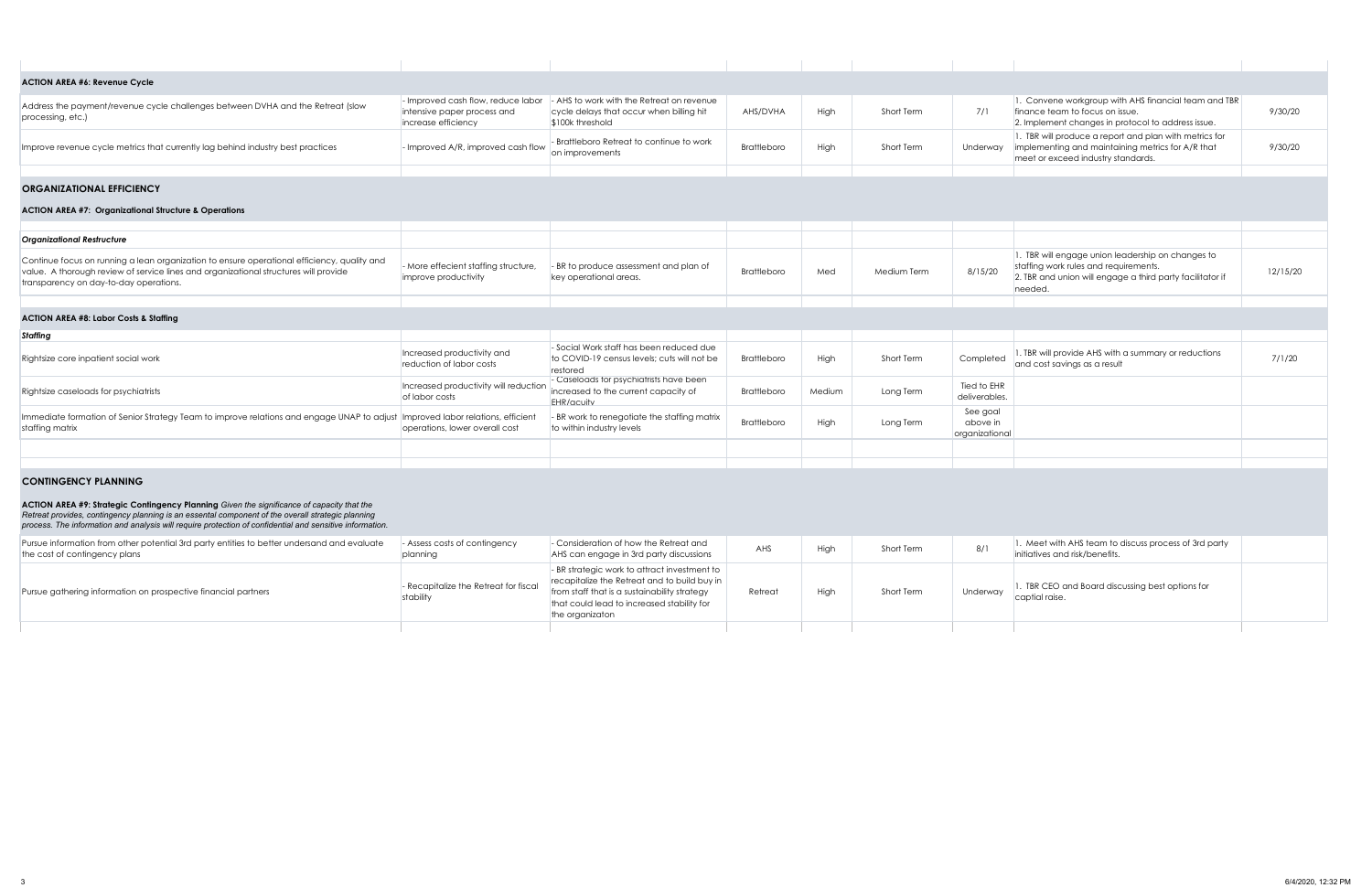| | | | | | | | | |
|---|---|---|---|---|---|---|---|---|
| **ACTION AREA #6: Revenue Cycle** | | | | | | | | |
| Address the payment/revenue cycle challenges between DVHA and the Retreat (slow processing, etc.) | - Improved cash flow, reduce labor intensive paper process and increase efficiency | - AHS to work with the Retreat on revenue cycle delays that occur when billing hit $100k threshold | AHS/DVHA | High | Short Term | 7/1 | 1. Convene workgroup with AHS financial team and TBR finance team to focus on issue.<br>2. Implement changes in protocol to address issue. | 9/30/20 |
| Improve revenue cycle metrics that currently lag behind industry best practices | - Improved A/R, improved cash flow | - Brattleboro Retreat to continue to work on improvements | Brattleboro | High | Short Term | Underway | 1. TBR will produce a report and plan with metrics for implementing and maintaining metrics for A/R that meet or exceed industry standards. | 9/30/20 |
| | | | | | | | | |
| **ORGANIZATIONAL EFFICIENCY** | | | | | | | | |
| **ACTION AREA #7: Organizational Structure & Operations** | | | | | | | | |
| | | | | | | | | |
| ***Organizational Restructure*** | | | | | | | | |
| Continue focus on running a lean organization to ensure operational efficiency, quality and value. A thorough review of service lines and organizational structures will provide transparency on day-to-day operations. | - More effecient staffing structure, improve productivity | - BR to produce assessment and plan of key operational areas. | Brattleboro | Med | Medium Term | 8/15/20 | 1. TBR will engage union leadership on changes to staffing work rules and requirements.<br>2. TBR and union will engage a third party facilitator if needed. | 12/15/20 |
| | | | | | | | | |
| **ACTION AREA #8: Labor Costs & Staffing** | | | | | | | | |
| ***Staffing*** | | | | | | | | |
| Rightsize core inpatient social work | Increased productivity and reduction of labor costs | - Social Work staff has been reduced due to COVID-19 census levels; cuts will not be restored | Brattleboro | High | Short Term | Completed | 1. TBR will provide AHS with a summary or reductions and cost savings as a result | 7/1/20 |
| Rightsize caseloads for psychiatrists | Increased productivity will reduction of labor costs | - Caseloads for psychiatrists have been increased to the current capacity of EHR/acuity | Brattleboro | Medium | Long Term | Tied to EHR deliverables. | | |
| Immediate formation of Senior Strategy Team to improve relations and engage UNAP to adjust staffing matrix | Improved labor relations, efficient operations, lower overall cost | - BR work to renegotiate the staffing matrix to within industry levels | Brattleboro | High | Long Term | See goal above in organizational | | |
| | | | | | | | | |
| | | | | | | | | |
| **CONTINGENCY PLANNING** | | | | | | | | |
| **ACTION AREA #9: Strategic Contingency Planning** *Given the significance of capacity that the Retreat provides, contingency planning is an essental component of the overall strategic planning process. The information and analysis will require protection of confidential and sensitive information.* | | | | | | | | |
| Pursue information from other potential 3rd party entities to better undersand and evaluate the cost of contingency plans | - Assess costs of contingency planning | - Consideration of how the Retreat and AHS can engage in 3rd party discussions | AHS | High | Short Term | 8/1 | 1. Meet with AHS team to discuss process of 3rd party initiatives and risk/benefits. | |
| Pursue gathering information on prospective financial partners | - Recapitalize the Retreat for fiscal stability | - BR strategic work to attract investment to recapitalize the Retreat and to build buy in from staff that is a sustainability strategy that could lead to increased stability for the organizaton | Retreat | High | Short Term | Underway | 1. TBR CEO and Board discussing best options for captial raise. | |